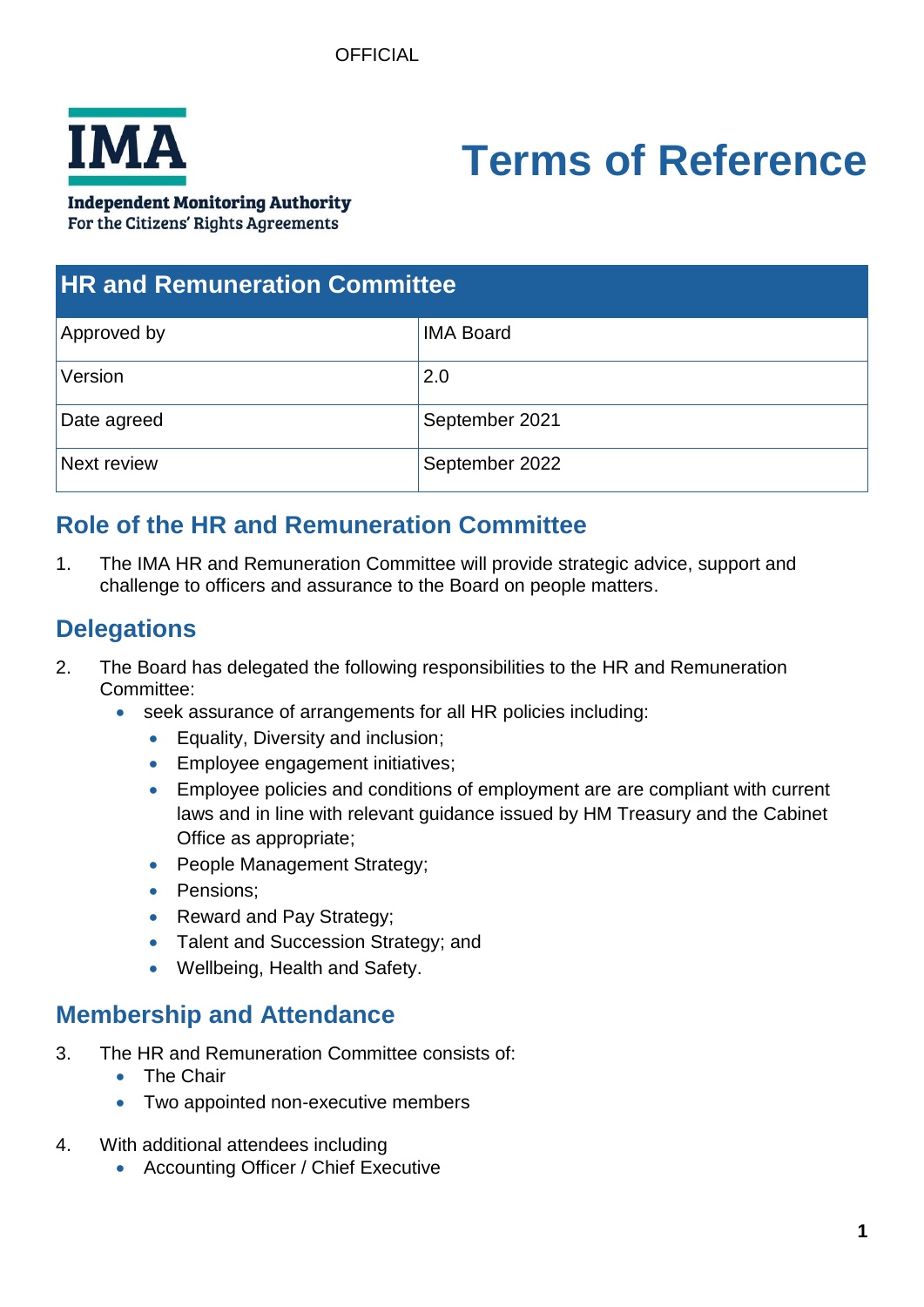OFFICIAL

**IMA**

**Independent Monitoring Authority**
For the Citizens' Rights Agreements

# Terms of Reference

| HR and Remuneration Committee | |
|---|---|
| Approved by | IMA Board |
| Version | 2.0 |
| Date agreed | September 2021 |
| Next review | September 2022 |

## Role of the HR and Remuneration Committee

1. The IMA HR and Remuneration Committee will provide strategic advice, support and challenge to officers and assurance to the Board on people matters.

## Delegations

2. The Board has delegated the following responsibilities to the HR and Remuneration Committee:
   - seek assurance of arrangements for all HR policies including:
     - Equality, Diversity and inclusion;
     - Employee engagement initiatives;
     - Employee policies and conditions of employment are are compliant with current laws and in line with relevant guidance issued by HM Treasury and the Cabinet Office as appropriate;
     - People Management Strategy;
     - Pensions;
     - Reward and Pay Strategy;
     - Talent and Succession Strategy; and
     - Wellbeing, Health and Safety.

## Membership and Attendance

3. The HR and Remuneration Committee consists of:
   - The Chair
   - Two appointed non-executive members

4. With additional attendees including
   - Accounting Officer / Chief Executive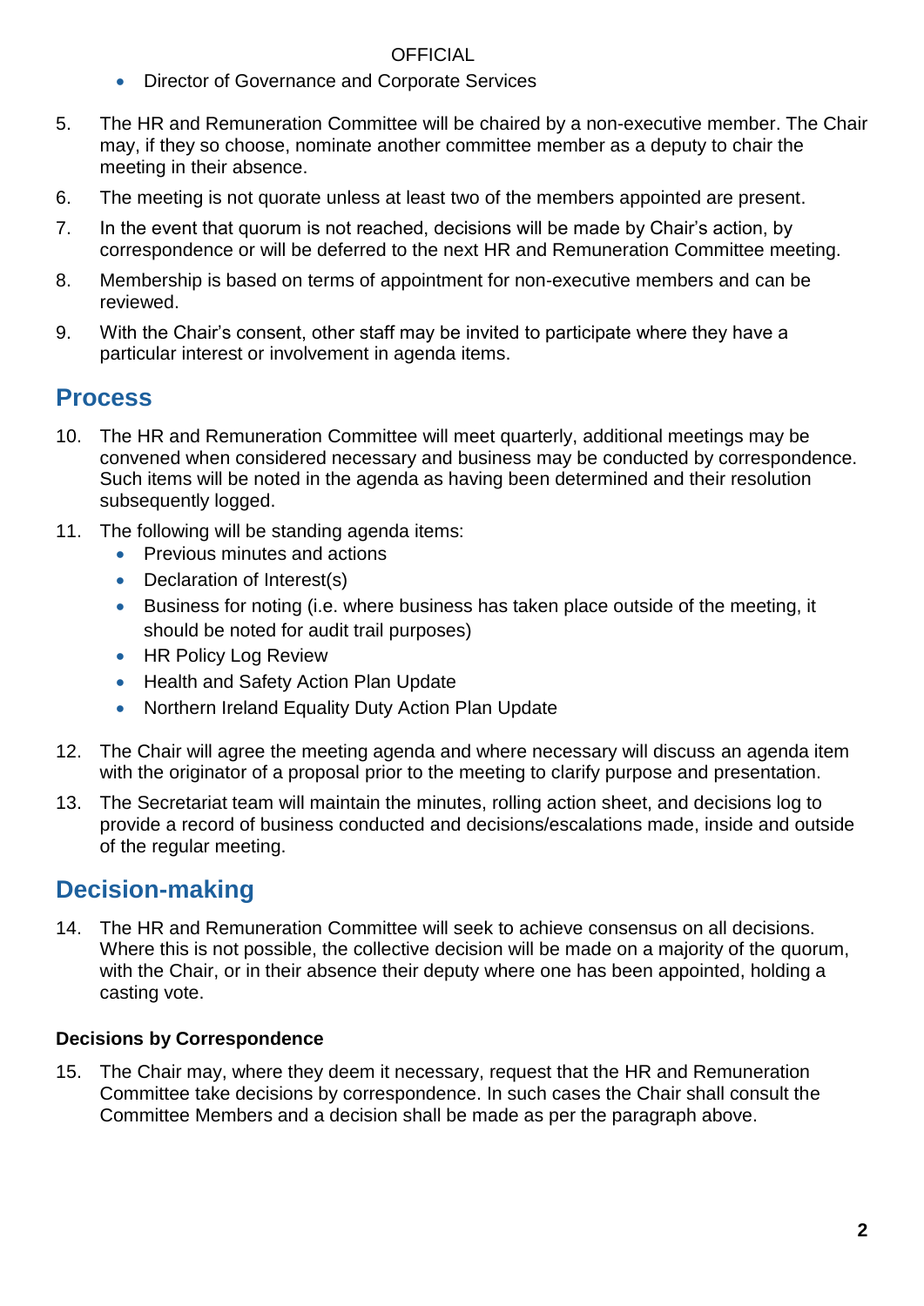- Director of Governance and Corporate Services

5. The HR and Remuneration Committee will be chaired by a non-executive member. The Chair may, if they so choose, nominate another committee member as a deputy to chair the meeting in their absence.

6. The meeting is not quorate unless at least two of the members appointed are present.

7. In the event that quorum is not reached, decisions will be made by Chair's action, by correspondence or will be deferred to the next HR and Remuneration Committee meeting.

8. Membership is based on terms of appointment for non-executive members and can be reviewed.

9. With the Chair's consent, other staff may be invited to participate where they have a particular interest or involvement in agenda items.

## Process

10. The HR and Remuneration Committee will meet quarterly, additional meetings may be convened when considered necessary and business may be conducted by correspondence. Such items will be noted in the agenda as having been determined and their resolution subsequently logged.

11. The following will be standing agenda items:
    - Previous minutes and actions
    - Declaration of Interest(s)
    - Business for noting (i.e. where business has taken place outside of the meeting, it should be noted for audit trail purposes)
    - HR Policy Log Review
    - Health and Safety Action Plan Update
    - Northern Ireland Equality Duty Action Plan Update

12. The Chair will agree the meeting agenda and where necessary will discuss an agenda item with the originator of a proposal prior to the meeting to clarify purpose and presentation.

13. The Secretariat team will maintain the minutes, rolling action sheet, and decisions log to provide a record of business conducted and decisions/escalations made, inside and outside of the regular meeting.

## Decision-making

14. The HR and Remuneration Committee will seek to achieve consensus on all decisions. Where this is not possible, the collective decision will be made on a majority of the quorum, with the Chair, or in their absence their deputy where one has been appointed, holding a casting vote.

### Decisions by Correspondence

15. The Chair may, where they deem it necessary, request that the HR and Remuneration Committee take decisions by correspondence. In such cases the Chair shall consult the Committee Members and a decision shall be made as per the paragraph above.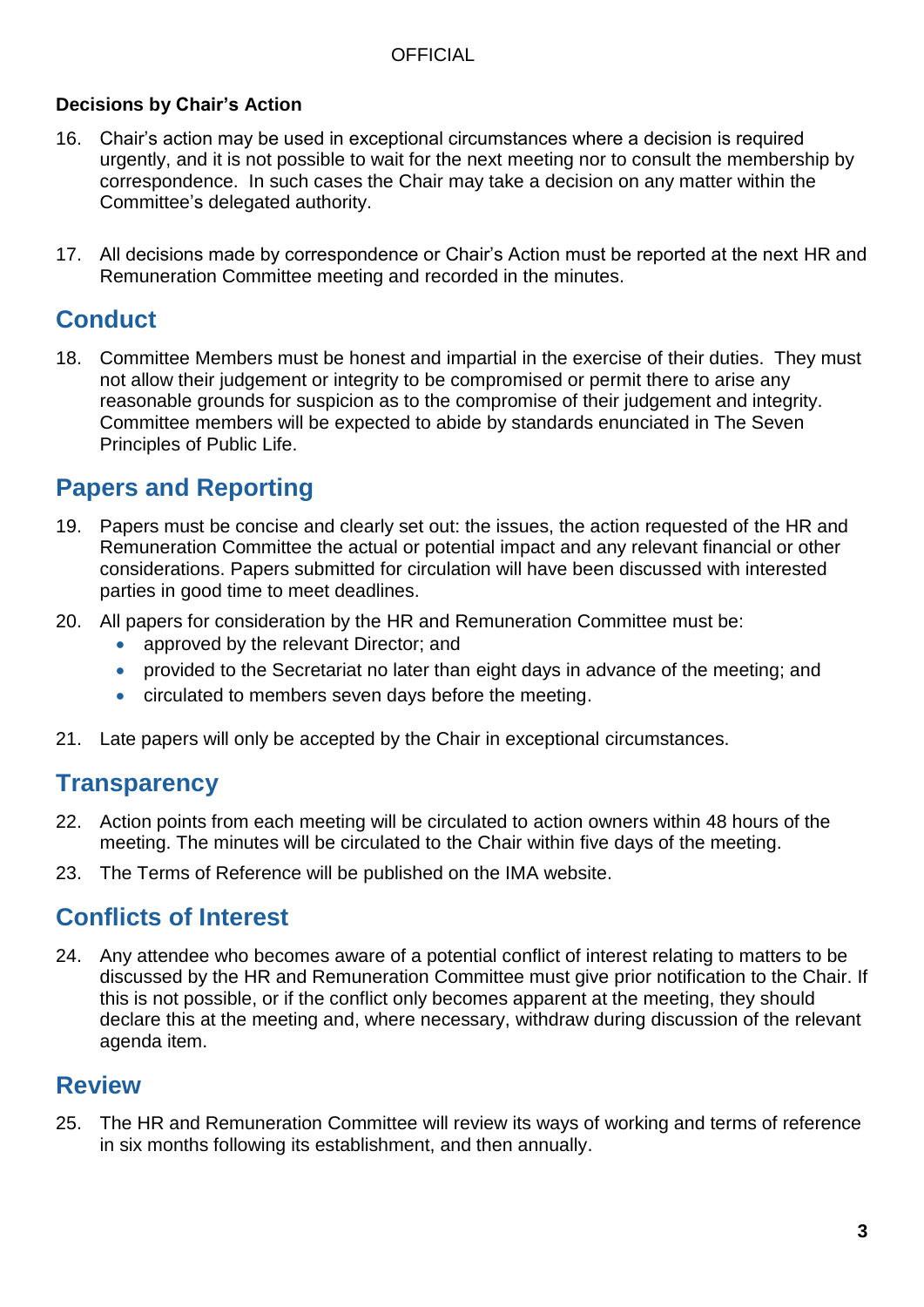### Decisions by Chair's Action

16. Chair's action may be used in exceptional circumstances where a decision is required urgently, and it is not possible to wait for the next meeting nor to consult the membership by correspondence. In such cases the Chair may take a decision on any matter within the Committee's delegated authority.

17. All decisions made by correspondence or Chair's Action must be reported at the next HR and Remuneration Committee meeting and recorded in the minutes.

## Conduct

18. Committee Members must be honest and impartial in the exercise of their duties. They must not allow their judgement or integrity to be compromised or permit there to arise any reasonable grounds for suspicion as to the compromise of their judgement and integrity. Committee members will be expected to abide by standards enunciated in The Seven Principles of Public Life.

## Papers and Reporting

19. Papers must be concise and clearly set out: the issues, the action requested of the HR and Remuneration Committee the actual or potential impact and any relevant financial or other considerations. Papers submitted for circulation will have been discussed with interested parties in good time to meet deadlines.

20. All papers for consideration by the HR and Remuneration Committee must be:
    - approved by the relevant Director; and
    - provided to the Secretariat no later than eight days in advance of the meeting; and
    - circulated to members seven days before the meeting.

21. Late papers will only be accepted by the Chair in exceptional circumstances.

## Transparency

22. Action points from each meeting will be circulated to action owners within 48 hours of the meeting. The minutes will be circulated to the Chair within five days of the meeting.

23. The Terms of Reference will be published on the IMA website.

## Conflicts of Interest

24. Any attendee who becomes aware of a potential conflict of interest relating to matters to be discussed by the HR and Remuneration Committee must give prior notification to the Chair. If this is not possible, or if the conflict only becomes apparent at the meeting, they should declare this at the meeting and, where necessary, withdraw during discussion of the relevant agenda item.

## Review

25. The HR and Remuneration Committee will review its ways of working and terms of reference in six months following its establishment, and then annually.